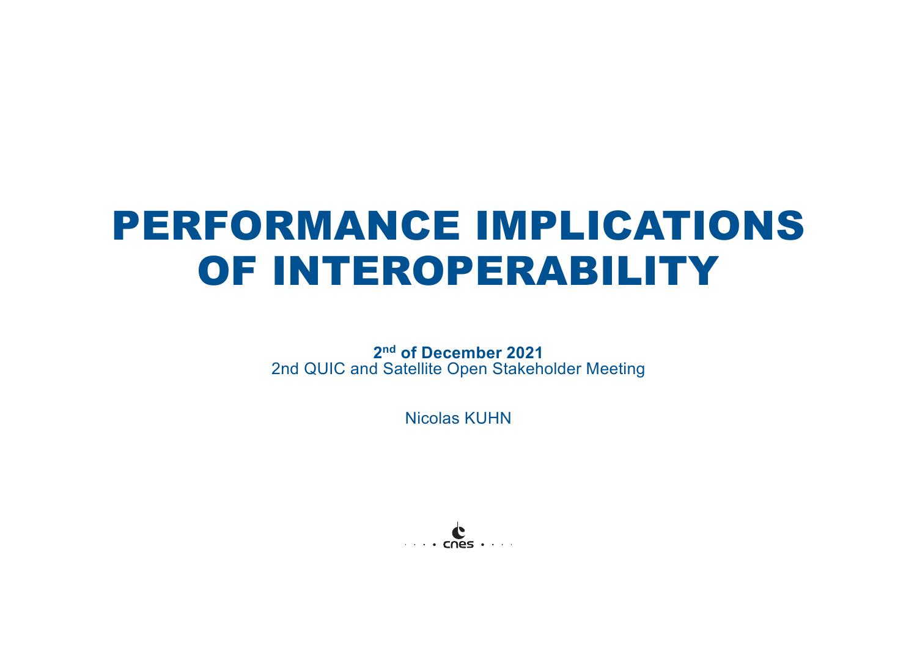# PERFORMANCE IMPLICATIONS OF INTEROPERABILITY

**2nd of December 2021**
2nd QUIC and Satellite Open Stakeholder Meeting

Nicolas KUHN

cnes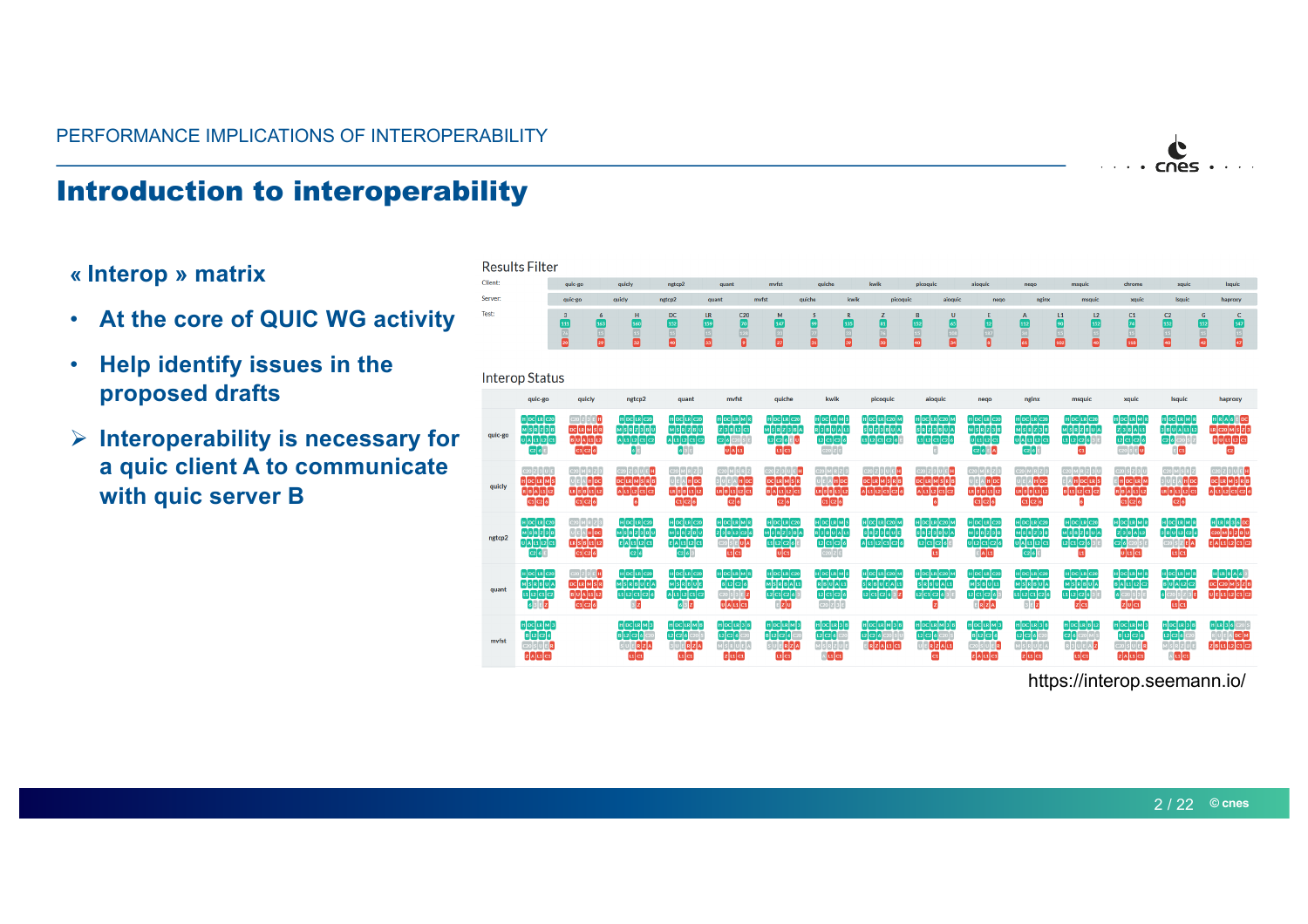## Introduction to interoperability

« Interop » matrix

- At the core of QUIC WG activity
- Help identify issues in the proposed drafts

➢ Interoperability is necessary for a quic client A to communicate with quic server B

Results Filter

Client: quic-go, quicly, ngtcp2, quant, mvfst, quiche, kwik, picoquic, aioquic, neqo, msquic, chrome, xquic, lsquic

Server: quic-go, quicly, ngtcp2, quant, mvfst, quiche, kwik, picoquic, aioquic, neqo, nginx, msquic, xquic, lsquic, haproxy

Test: 3, 6, H, DC, LR, C20, M, S, R, Z, B, U, E, A, L1, L2, C1, C2, G, C

Interop Status

https://interop.seemann.io/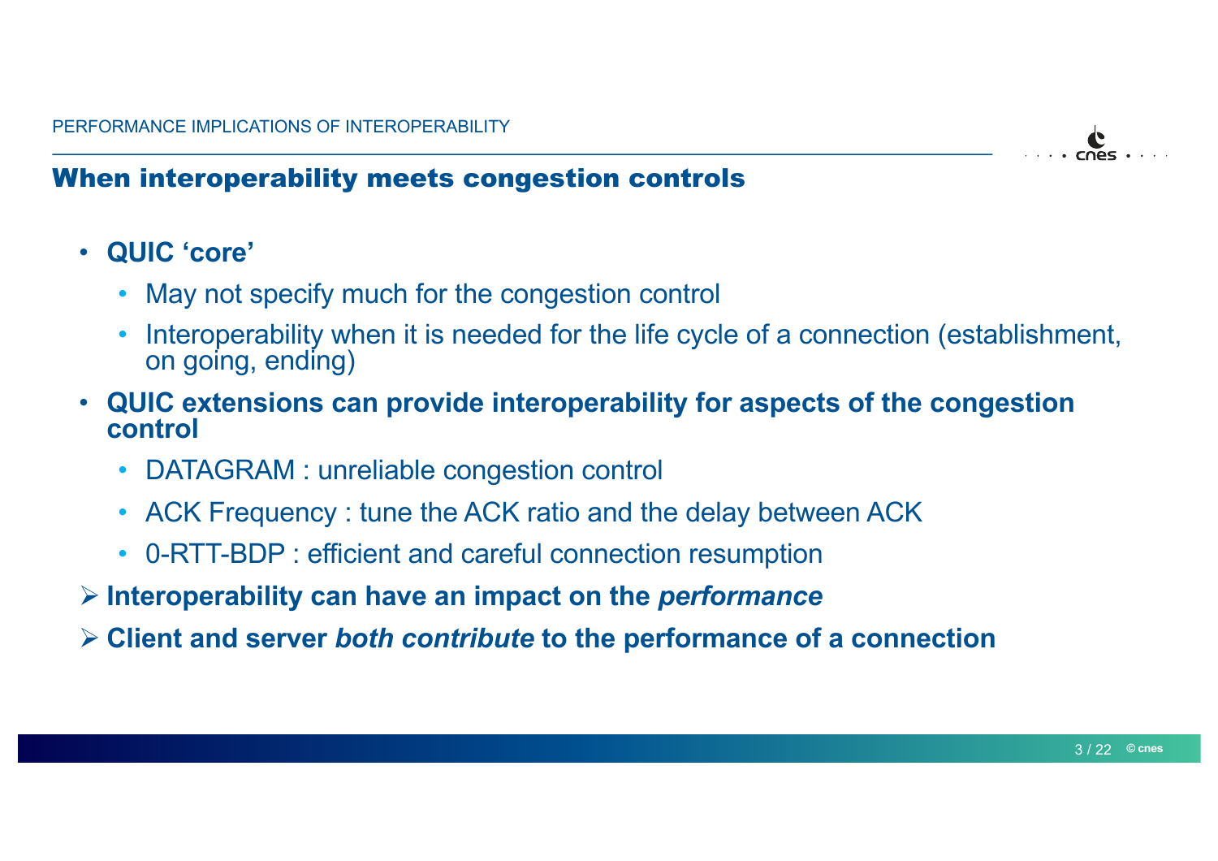PERFORMANCE IMPLICATIONS OF INTEROPERABILITY

## When interoperability meets congestion controls

- **QUIC 'core'**
  - May not specify much for the congestion control
  - Interoperability when it is needed for the life cycle of a connection (establishment, on going, ending)
- **QUIC extensions can provide interoperability for aspects of the congestion control**
  - DATAGRAM : unreliable congestion control
  - ACK Frequency : tune the ACK ratio and the delay between ACK
  - 0-RTT-BDP : efficient and careful connection resumption

➢ **Interoperability can have an impact on the *performance***

➢ **Client and server *both contribute* to the performance of a connection**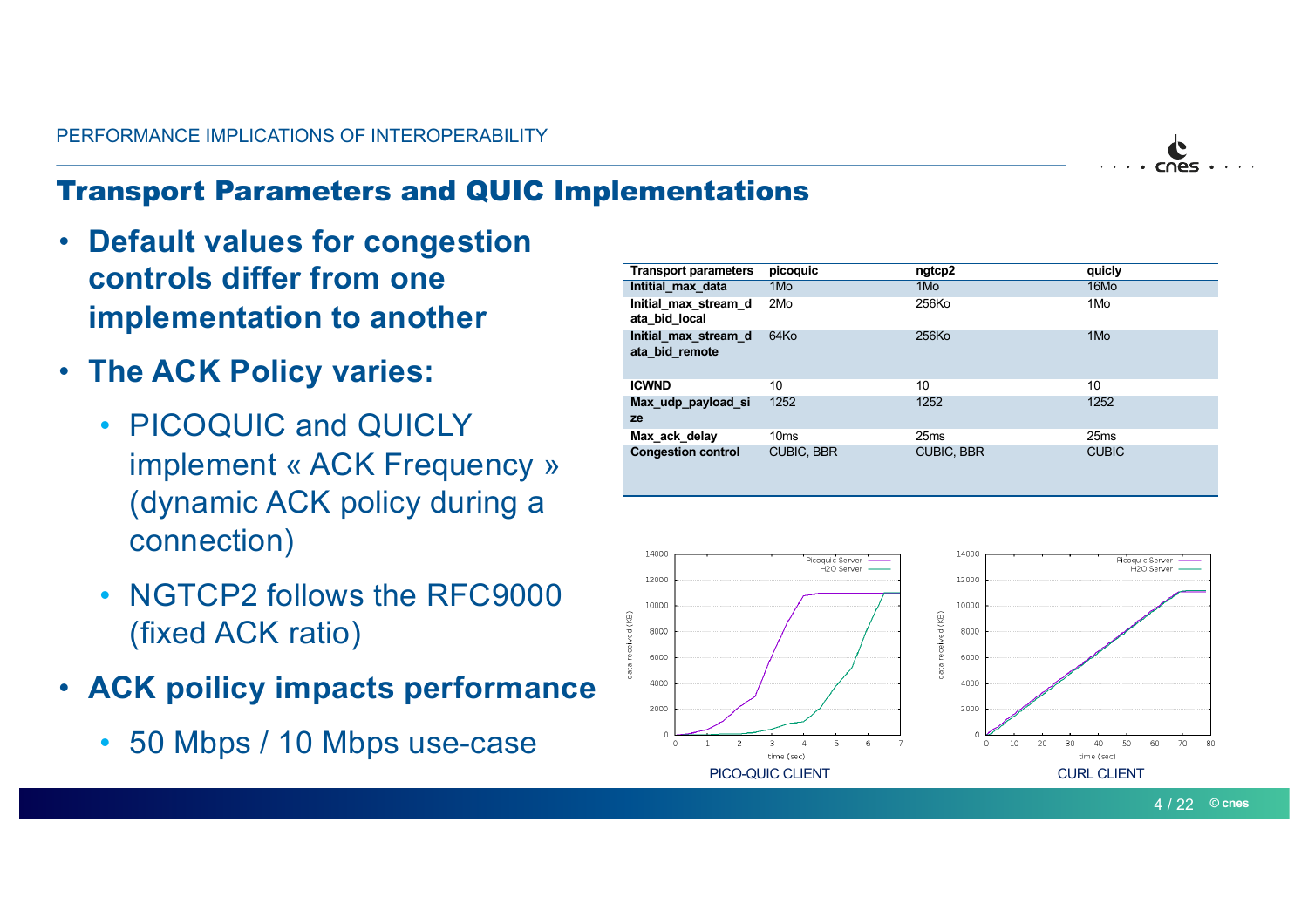## Transport Parameters and QUIC Implementations

- **Default values for congestion controls differ from one implementation to another**
- **The ACK Policy varies:**
  - PICOQUIC and QUICLY implement « ACK Frequency » (dynamic ACK policy during a connection)
  - NGTCP2 follows the RFC9000 (fixed ACK ratio)
- **ACK poilicy impacts performance**
  - 50 Mbps / 10 Mbps use-case

| Transport parameters | picoquic | ngtcp2 | quicly |
|---|---|---|---|
| Intitial_max_data | 1Mo | 1Mo | 16Mo |
| Initial_max_stream_data_bid_local | 2Mo | 256Ko | 1Mo |
| Initial_max_stream_data_bid_remote | 64Ko | 256Ko | 1Mo |
| ICWND | 10 | 10 | 10 |
| Max_udp_payload_size | 1252 | 1252 | 1252 |
| Max_ack_delay | 10ms | 25ms | 25ms |
| Congestion control | CUBIC, BBR | CUBIC, BBR | CUBIC |

PICO-QUIC CLIENT

CURL CLIENT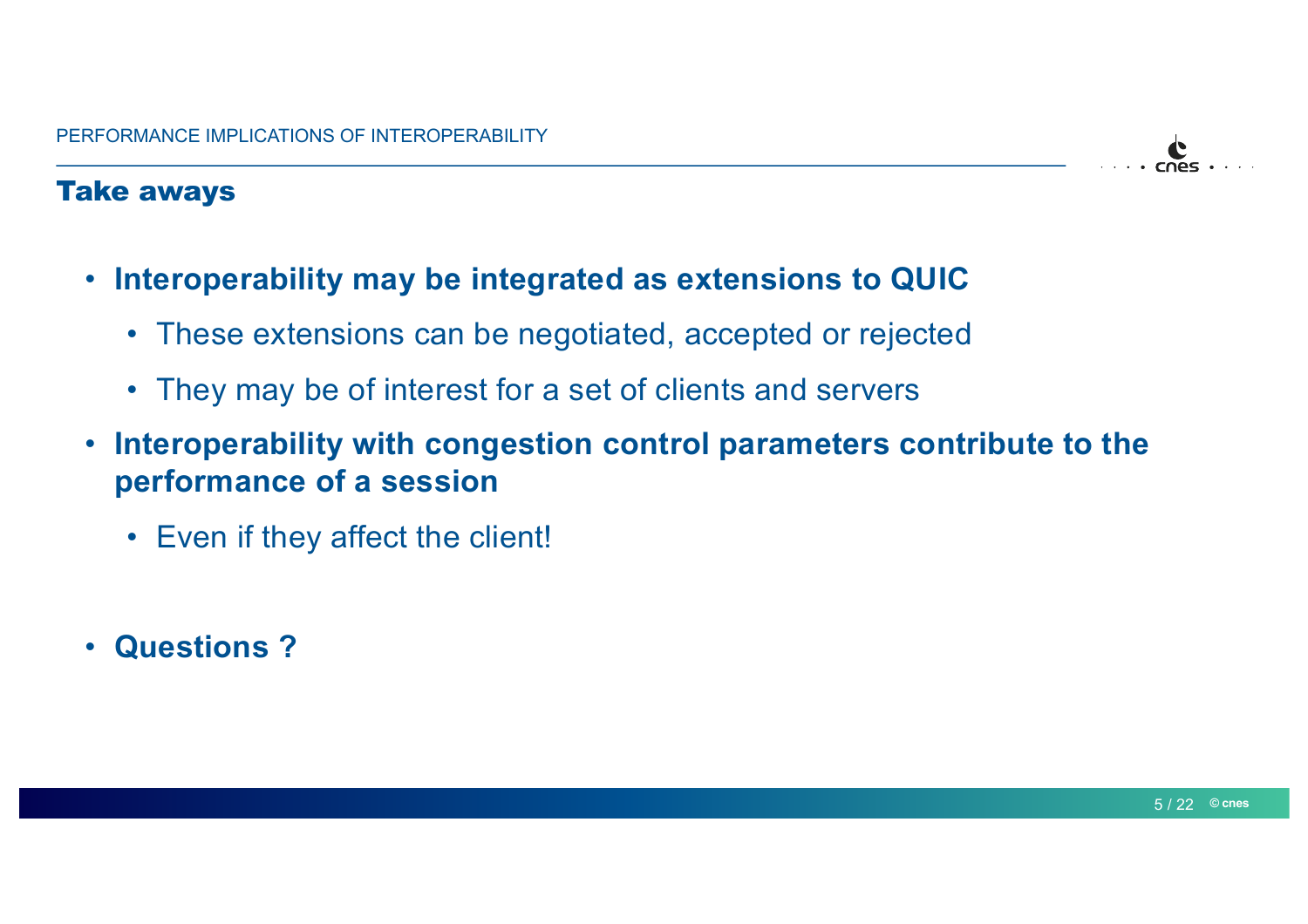## Take aways

- **Interoperability may be integrated as extensions to QUIC**
  - These extensions can be negotiated, accepted or rejected
  - They may be of interest for a set of clients and servers
- **Interoperability with congestion control parameters contribute to the performance of a session**
  - Even if they affect the client!

- **Questions ?**